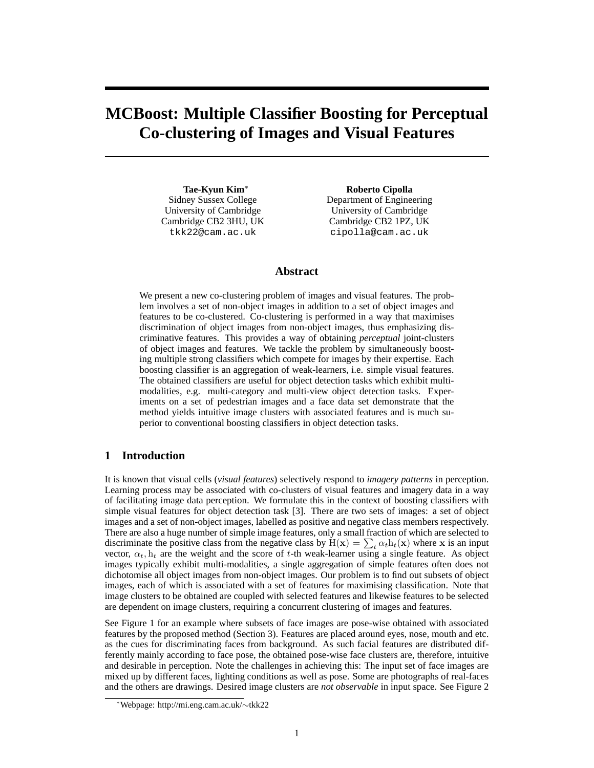# MCBoost: Multiple Classifier Boosting for Perceptual Co-clustering of Images and Visual Features

**Tae-Kyun Kim***
Sidney Sussex College
University of Cambridge
Cambridge CB2 3HU, UK
tkk22@cam.ac.uk

**Roberto Cipolla**
Department of Engineering
University of Cambridge
Cambridge CB2 1PZ, UK
cipolla@cam.ac.uk

## Abstract

We present a new co-clustering problem of images and visual features. The problem involves a set of non-object images in addition to a set of object images and features to be co-clustered. Co-clustering is performed in a way that maximises discrimination of object images from non-object images, thus emphasizing discriminative features. This provides a way of obtaining *perceptual* joint-clusters of object images and features. We tackle the problem by simultaneously boosting multiple strong classifiers which compete for images by their expertise. Each boosting classifier is an aggregation of weak-learners, i.e. simple visual features. The obtained classifiers are useful for object detection tasks which exhibit multi-modalities, e.g. multi-category and multi-view object detection tasks. Experiments on a set of pedestrian images and a face data set demonstrate that the method yields intuitive image clusters with associated features and is much superior to conventional boosting classifiers in object detection tasks.

## 1 Introduction

It is known that visual cells (*visual features*) selectively respond to *imagery patterns* in perception. Learning process may be associated with co-clusters of visual features and imagery data in a way of facilitating image data perception. We formulate this in the context of boosting classifiers with simple visual features for object detection task [3]. There are two sets of images: a set of object images and a set of non-object images, labelled as positive and negative class members respectively. There are also a huge number of simple image features, only a small fraction of which are selected to discriminate the positive class from the negative class by $\mathrm{H}(\mathbf{x}) = \sum_t \alpha_t \mathrm{h}_t(\mathbf{x})$ where $\mathbf{x}$ is an input vector, $\alpha_t, \mathrm{h}_t$ are the weight and the score of $t$-th weak-learner using a single feature. As object images typically exhibit multi-modalities, a single aggregation of simple features often does not dichotomise all object images from non-object images. Our problem is to find out subsets of object images, each of which is associated with a set of features for maximising classification. Note that image clusters to be obtained are coupled with selected features and likewise features to be selected are dependent on image clusters, requiring a concurrent clustering of images and features.

See Figure 1 for an example where subsets of face images are pose-wise obtained with associated features by the proposed method (Section 3). Features are placed around eyes, nose, mouth and etc. as the cues for discriminating faces from background. As such facial features are distributed differently mainly according to face pose, the obtained pose-wise face clusters are, therefore, intuitive and desirable in perception. Note the challenges in achieving this: The input set of face images are mixed up by different faces, lighting conditions as well as pose. Some are photographs of real-faces and the others are drawings. Desired image clusters are *not observable* in input space. See Figure 2

*Webpage: http://mi.eng.cam.ac.uk/∼tkk22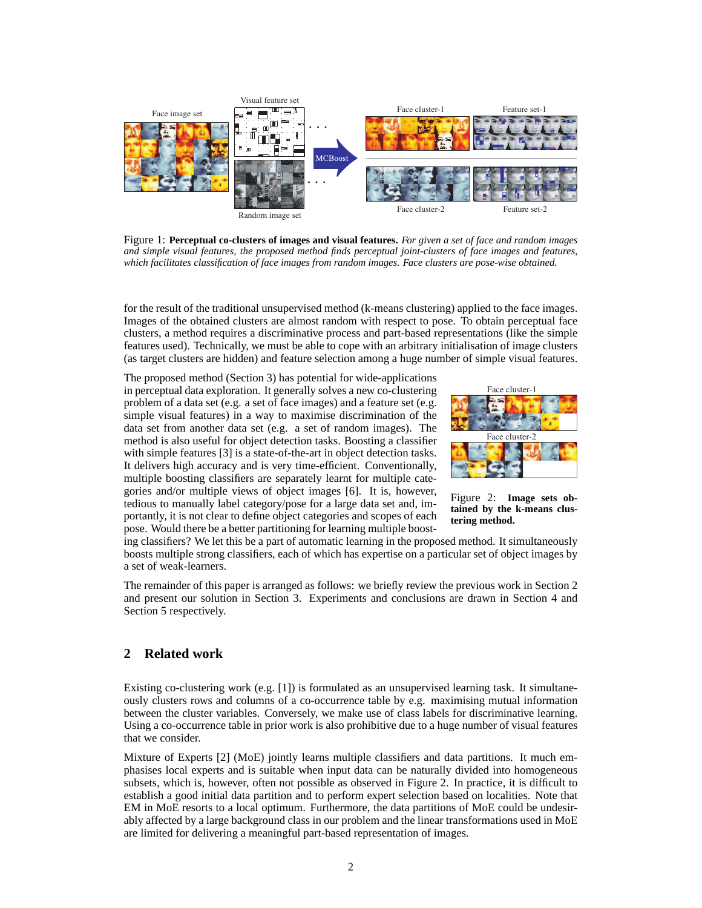Figure 1: **Perceptual co-clusters of images and visual features.** *For given a set of face and random images and simple visual features, the proposed method finds perceptual joint-clusters of face images and features, which facilitates classification of face images from random images. Face clusters are pose-wise obtained.*

for the result of the traditional unsupervised method (k-means clustering) applied to the face images. Images of the obtained clusters are almost random with respect to pose. To obtain perceptual face clusters, a method requires a discriminative process and part-based representations (like the simple features used). Technically, we must be able to cope with an arbitrary initialisation of image clusters (as target clusters are hidden) and feature selection among a huge number of simple visual features.

The proposed method (Section 3) has potential for wide-applications in perceptual data exploration. It generally solves a new co-clustering problem of a data set (e.g. a set of face images) and a feature set (e.g. simple visual features) in a way to maximise discrimination of the data set from another data set (e.g. a set of random images). The method is also useful for object detection tasks. Boosting a classifier with simple features [3] is a state-of-the-art in object detection tasks. It delivers high accuracy and is very time-efficient. Conventionally, multiple boosting classifiers are separately learnt for multiple categories and/or multiple views of object images [6]. It is, however, tedious to manually label category/pose for a large data set and, importantly, it is not clear to define object categories and scopes of each pose. Would there be a better partitioning for learning multiple boosting classifiers? We let this be a part of automatic learning in the proposed method. It simultaneously boosts multiple strong classifiers, each of which has expertise on a particular set of object images by a set of weak-learners.

Figure 2: **Image sets obtained by the k-means clustering method.**

The remainder of this paper is arranged as follows: we briefly review the previous work in Section 2 and present our solution in Section 3. Experiments and conclusions are drawn in Section 4 and Section 5 respectively.

## 2 Related work

Existing co-clustering work (e.g. [1]) is formulated as an unsupervised learning task. It simultaneously clusters rows and columns of a co-occurrence table by e.g. maximising mutual information between the cluster variables. Conversely, we make use of class labels for discriminative learning. Using a co-occurrence table in prior work is also prohibitive due to a huge number of visual features that we consider.

Mixture of Experts [2] (MoE) jointly learns multiple classifiers and data partitions. It much emphasises local experts and is suitable when input data can be naturally divided into homogeneous subsets, which is, however, often not possible as observed in Figure 2. In practice, it is difficult to establish a good initial data partition and to perform expert selection based on localities. Note that EM in MoE resorts to a local optimum. Furthermore, the data partitions of MoE could be undesirably affected by a large background class in our problem and the linear transformations used in MoE are limited for delivering a meaningful part-based representation of images.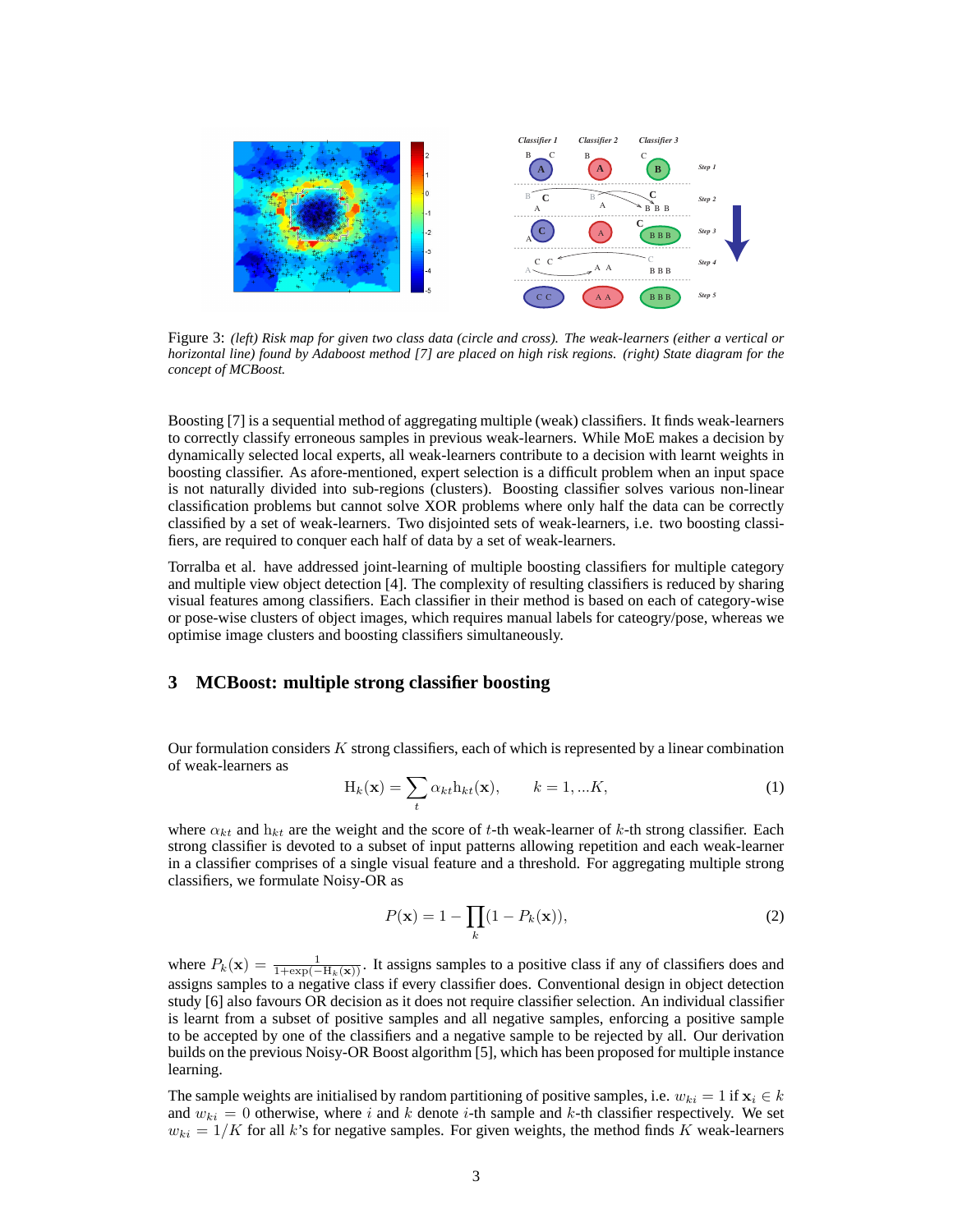Figure 3: *(left) Risk map for given two class data (circle and cross). The weak-learners (either a vertical or horizontal line) found by Adaboost method [7] are placed on high risk regions. (right) State diagram for the concept of MCBoost.*

Boosting [7] is a sequential method of aggregating multiple (weak) classifiers. It finds weak-learners to correctly classify erroneous samples in previous weak-learners. While MoE makes a decision by dynamically selected local experts, all weak-learners contribute to a decision with learnt weights in boosting classifier. As afore-mentioned, expert selection is a difficult problem when an input space is not naturally divided into sub-regions (clusters). Boosting classifier solves various non-linear classification problems but cannot solve XOR problems where only half the data can be correctly classified by a set of weak-learners. Two disjointed sets of weak-learners, i.e. two boosting classifiers, are required to conquer each half of data by a set of weak-learners.

Torralba et al. have addressed joint-learning of multiple boosting classifiers for multiple category and multiple view object detection [4]. The complexity of resulting classifiers is reduced by sharing visual features among classifiers. Each classifier in their method is based on each of category-wise or pose-wise clusters of object images, which requires manual labels for cateogry/pose, whereas we optimise image clusters and boosting classifiers simultaneously.

## 3 MCBoost: multiple strong classifier boosting

Our formulation considers $K$ strong classifiers, each of which is represented by a linear combination of weak-learners as

$$\mathrm{H}_k(\mathbf{x}) = \sum_t \alpha_{kt} \mathrm{h}_{kt}(\mathbf{x}), \qquad k = 1, ...K, \tag{1}$$

where $\alpha_{kt}$ and $\mathrm{h}_{kt}$ are the weight and the score of $t$-th weak-learner of $k$-th strong classifier. Each strong classifier is devoted to a subset of input patterns allowing repetition and each weak-learner in a classifier comprises of a single visual feature and a threshold. For aggregating multiple strong classifiers, we formulate Noisy-OR as

$$P(\mathbf{x}) = 1 - \prod_k (1 - P_k(\mathbf{x})), \tag{2}$$

where $P_k(\mathbf{x}) = \frac{1}{1+\exp(-\mathrm{H}_k(\mathbf{x}))}$. It assigns samples to a positive class if any of classifiers does and assigns samples to a negative class if every classifier does. Conventional design in object detection study [6] also favours OR decision as it does not require classifier selection. An individual classifier is learnt from a subset of positive samples and all negative samples, enforcing a positive sample to be accepted by one of the classifiers and a negative sample to be rejected by all. Our derivation builds on the previous Noisy-OR Boost algorithm [5], which has been proposed for multiple instance learning.

The sample weights are initialised by random partitioning of positive samples, i.e. $w_{ki} = 1$ if $\mathbf{x}_i \in k$ and $w_{ki} = 0$ otherwise, where $i$ and $k$ denote $i$-th sample and $k$-th classifier respectively. We set $w_{ki} = 1/K$ for all $k$'s for negative samples. For given weights, the method finds $K$ weak-learners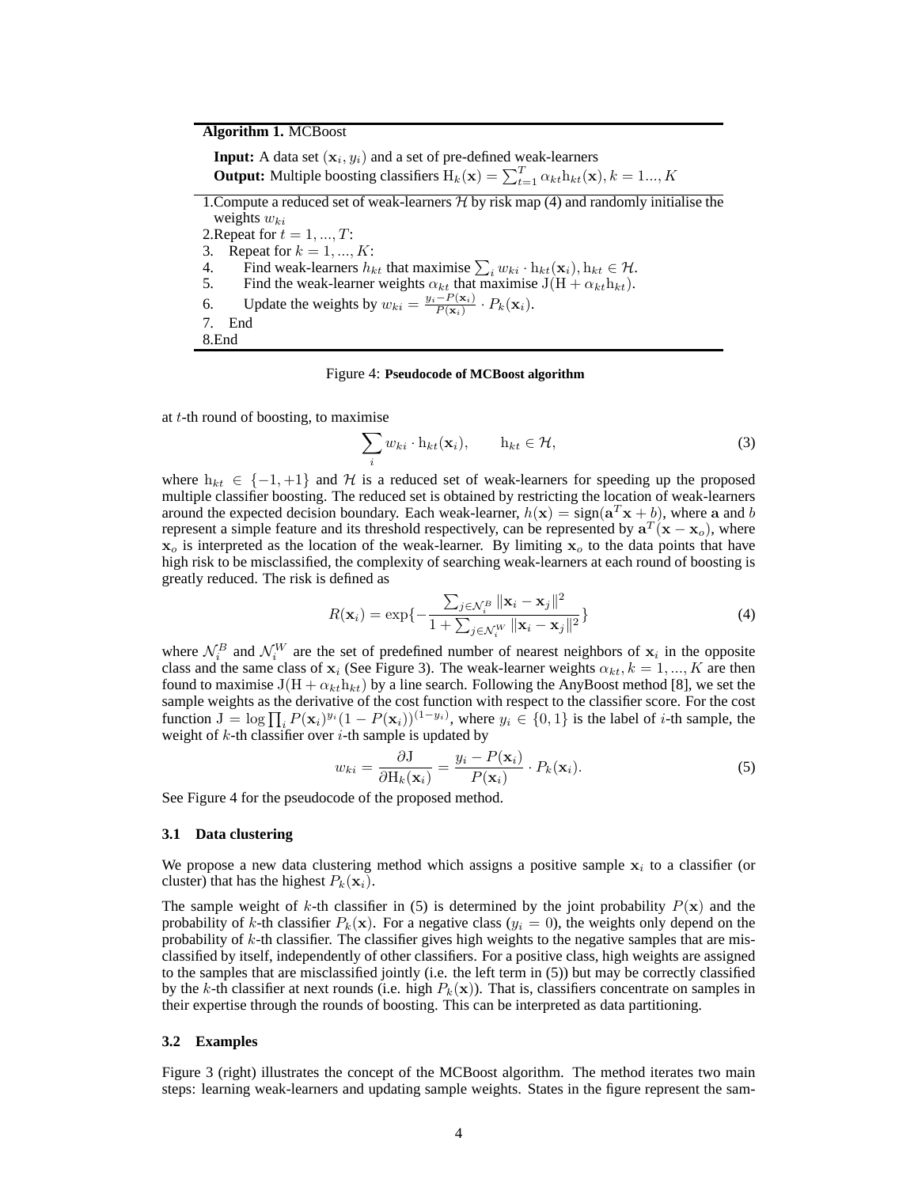**Algorithm 1.** MCBoost

**Input:** A data set $(\mathbf{x}_i, y_i)$ and a set of pre-defined weak-learners
**Output:** Multiple boosting classifiers $\mathrm{H}_k(\mathbf{x}) = \sum_{t=1}^{T} \alpha_{kt} \mathrm{h}_{kt}(\mathbf{x}), k = 1..., K$

1.Compute a reduced set of weak-learners $\mathcal{H}$ by risk map (4) and randomly initialise the weights $w_{ki}$
2.Repeat for $t = 1, ..., T$:
3. Repeat for $k = 1, ..., K$:
4. Find weak-learners $h_{kt}$ that maximise $\sum_i w_{ki} \cdot \mathrm{h}_{kt}(\mathbf{x}_i), \mathrm{h}_{kt} \in \mathcal{H}$.
5. Find the weak-learner weights $\alpha_{kt}$ that maximise $\mathrm{J}(\mathrm{H} + \alpha_{kt}\mathrm{h}_{kt})$.
6. Update the weights by $w_{ki} = \frac{y_i - P(\mathbf{x}_i)}{P(\mathbf{x}_i)} \cdot P_k(\mathbf{x}_i)$.
7. End
8.End

Figure 4: **Pseudocode of MCBoost algorithm**

at $t$-th round of boosting, to maximise

$$\sum_i w_{ki} \cdot \mathrm{h}_{kt}(\mathbf{x}_i), \qquad \mathrm{h}_{kt} \in \mathcal{H}, \tag{3}$$

where $\mathrm{h}_{kt} \in \{-1, +1\}$ and $\mathcal{H}$ is a reduced set of weak-learners for speeding up the proposed multiple classifier boosting. The reduced set is obtained by restricting the location of weak-learners around the expected decision boundary. Each weak-learner, $h(\mathbf{x}) = \mathrm{sign}(\mathbf{a}^T\mathbf{x} + b)$, where $\mathbf{a}$ and $b$ represent a simple feature and its threshold respectively, can be represented by $\mathbf{a}^T(\mathbf{x} - \mathbf{x}_o)$, where $\mathbf{x}_o$ is interpreted as the location of the weak-learner. By limiting $\mathbf{x}_o$ to the data points that have high risk to be misclassified, the complexity of searching weak-learners at each round of boosting is greatly reduced. The risk is defined as

$$R(\mathbf{x}_i) = \exp\{-\frac{\sum_{j \in \mathcal{N}_i^B} \|\mathbf{x}_i - \mathbf{x}_j\|^2}{1 + \sum_{j \in \mathcal{N}_i^W} \|\mathbf{x}_i - \mathbf{x}_j\|^2}\} \tag{4}$$

where $\mathcal{N}_i^B$ and $\mathcal{N}_i^W$ are the set of predefined number of nearest neighbors of $\mathbf{x}_i$ in the opposite class and the same class of $\mathbf{x}_i$ (See Figure 3). The weak-learner weights $\alpha_{kt}, k = 1, ..., K$ are then found to maximise $\mathrm{J}(\mathrm{H} + \alpha_{kt}\mathrm{h}_{kt})$ by a line search. Following the AnyBoost method [8], we set the sample weights as the derivative of the cost function with respect to the classifier score. For the cost function $\mathrm{J} = \log \prod_i P(\mathbf{x}_i)^{y_i}(1 - P(\mathbf{x}_i))^{(1-y_i)}$, where $y_i \in \{0, 1\}$ is the label of $i$-th sample, the weight of $k$-th classifier over $i$-th sample is updated by

$$w_{ki} = \frac{\partial \mathrm{J}}{\partial \mathrm{H}_k(\mathbf{x}_i)} = \frac{y_i - P(\mathbf{x}_i)}{P(\mathbf{x}_i)} \cdot P_k(\mathbf{x}_i). \tag{5}$$

See Figure 4 for the pseudocode of the proposed method.

### 3.1 Data clustering

We propose a new data clustering method which assigns a positive sample $\mathbf{x}_i$ to a classifier (or cluster) that has the highest $P_k(\mathbf{x}_i)$.

The sample weight of $k$-th classifier in (5) is determined by the joint probability $P(\mathbf{x})$ and the probability of $k$-th classifier $P_k(\mathbf{x})$. For a negative class ($y_i = 0$), the weights only depend on the probability of $k$-th classifier. The classifier gives high weights to the negative samples that are misclassified by itself, independently of other classifiers. For a positive class, high weights are assigned to the samples that are misclassified jointly (i.e. the left term in (5)) but may be correctly classified by the $k$-th classifier at next rounds (i.e. high $P_k(\mathbf{x})$). That is, classifiers concentrate on samples in their expertise through the rounds of boosting. This can be interpreted as data partitioning.

### 3.2 Examples

Figure 3 (right) illustrates the concept of the MCBoost algorithm. The method iterates two main steps: learning weak-learners and updating sample weights. States in the figure represent the sam-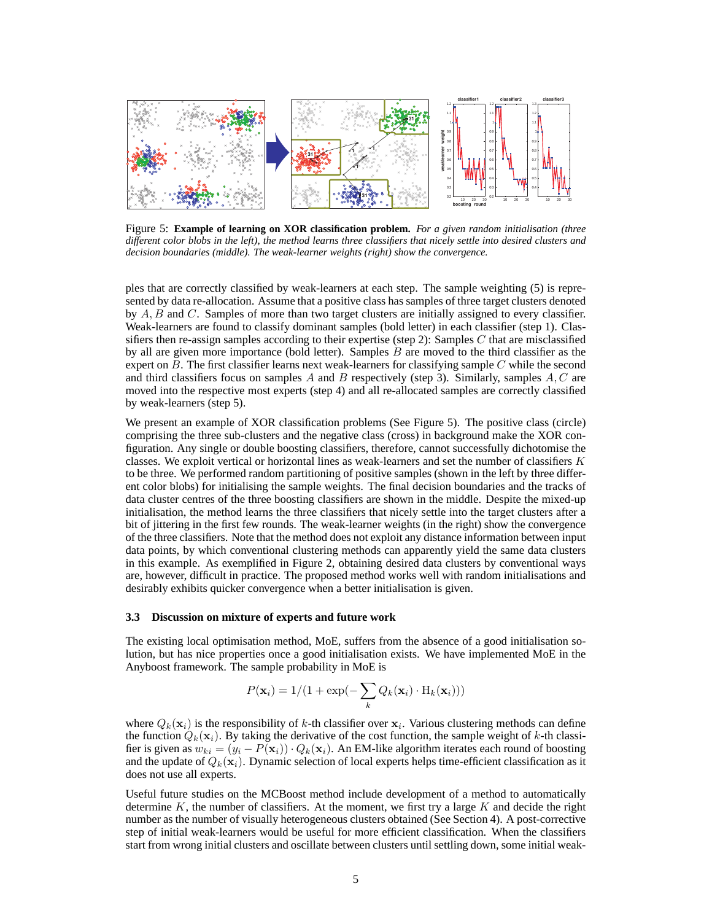Figure 5: **Example of learning on XOR classification problem.** *For a given random initialisation (three different color blobs in the left), the method learns three classifiers that nicely settle into desired clusters and decision boundaries (middle). The weak-learner weights (right) show the convergence.*

ples that are correctly classified by weak-learners at each step. The sample weighting (5) is represented by data re-allocation. Assume that a positive class has samples of three target clusters denoted by $A, B$ and $C$. Samples of more than two target clusters are initially assigned to every classifier. Weak-learners are found to classify dominant samples (bold letter) in each classifier (step 1). Classifiers then re-assign samples according to their expertise (step 2): Samples $C$ that are misclassified by all are given more importance (bold letter). Samples $B$ are moved to the third classifier as the expert on $B$. The first classifier learns next weak-learners for classifying sample $C$ while the second and third classifiers focus on samples $A$ and $B$ respectively (step 3). Similarly, samples $A, C$ are moved into the respective most experts (step 4) and all re-allocated samples are correctly classified by weak-learners (step 5).

We present an example of XOR classification problems (See Figure 5). The positive class (circle) comprising the three sub-clusters and the negative class (cross) in background make the XOR configuration. Any single or double boosting classifiers, therefore, cannot successfully dichotomise the classes. We exploit vertical or horizontal lines as weak-learners and set the number of classifiers $K$ to be three. We performed random partitioning of positive samples (shown in the left by three different color blobs) for initialising the sample weights. The final decision boundaries and the tracks of data cluster centres of the three boosting classifiers are shown in the middle. Despite the mixed-up initialisation, the method learns the three classifiers that nicely settle into the target clusters after a bit of jittering in the first few rounds. The weak-learner weights (in the right) show the convergence of the three classifiers. Note that the method does not exploit any distance information between input data points, by which conventional clustering methods can apparently yield the same data clusters in this example. As exemplified in Figure 2, obtaining desired data clusters by conventional ways are, however, difficult in practice. The proposed method works well with random initialisations and desirably exhibits quicker convergence when a better initialisation is given.

### 3.3 Discussion on mixture of experts and future work

The existing local optimisation method, MoE, suffers from the absence of a good initialisation solution, but has nice properties once a good initialisation exists. We have implemented MoE in the Anyboost framework. The sample probability in MoE is

$$P(\mathbf{x}_i) = 1/(1 + \exp(-\sum_k Q_k(\mathbf{x}_i) \cdot \mathrm{H}_k(\mathbf{x}_i)))$$

where $Q_k(\mathbf{x}_i)$ is the responsibility of $k$-th classifier over $\mathbf{x}_i$. Various clustering methods can define the function $Q_k(\mathbf{x}_i)$. By taking the derivative of the cost function, the sample weight of $k$-th classifier is given as $w_{ki} = (y_i - P(\mathbf{x}_i)) \cdot Q_k(\mathbf{x}_i)$. An EM-like algorithm iterates each round of boosting and the update of $Q_k(\mathbf{x}_i)$. Dynamic selection of local experts helps time-efficient classification as it does not use all experts.

Useful future studies on the MCBoost method include development of a method to automatically determine $K$, the number of classifiers. At the moment, we first try a large $K$ and decide the right number as the number of visually heterogeneous clusters obtained (See Section 4). A post-corrective step of initial weak-learners would be useful for more efficient classification. When the classifiers start from wrong initial clusters and oscillate between clusters until settling down, some initial weak-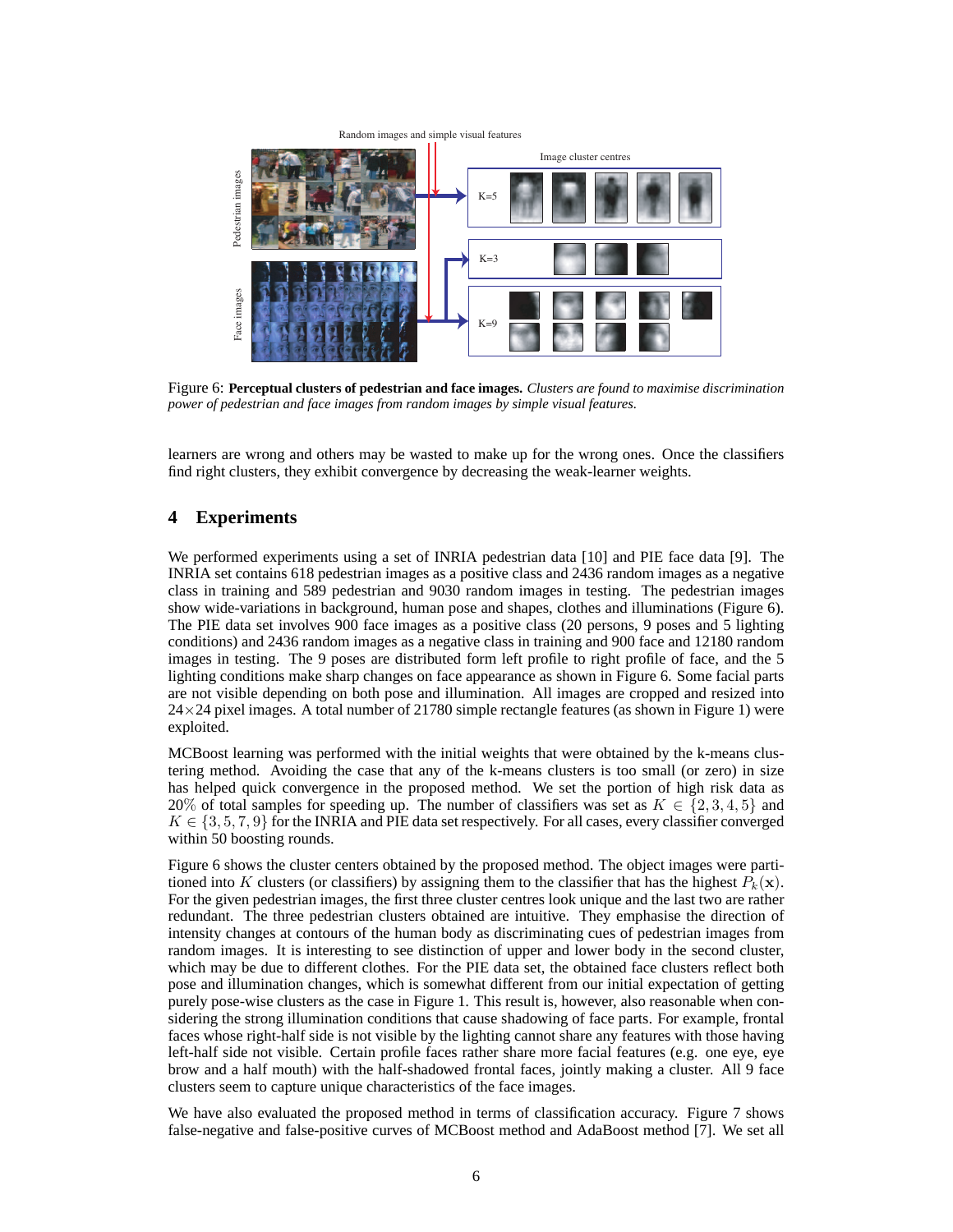Figure 6: **Perceptual clusters of pedestrian and face images.** *Clusters are found to maximise discrimination power of pedestrian and face images from random images by simple visual features.*

learners are wrong and others may be wasted to make up for the wrong ones. Once the classifiers find right clusters, they exhibit convergence by decreasing the weak-learner weights.

## 4 Experiments

We performed experiments using a set of INRIA pedestrian data [10] and PIE face data [9]. The INRIA set contains 618 pedestrian images as a positive class and 2436 random images as a negative class in training and 589 pedestrian and 9030 random images in testing. The pedestrian images show wide-variations in background, human pose and shapes, clothes and illuminations (Figure 6). The PIE data set involves 900 face images as a positive class (20 persons, 9 poses and 5 lighting conditions) and 2436 random images as a negative class in training and 900 face and 12180 random images in testing. The 9 poses are distributed form left profile to right profile of face, and the 5 lighting conditions make sharp changes on face appearance as shown in Figure 6. Some facial parts are not visible depending on both pose and illumination. All images are cropped and resized into $24\times24$ pixel images. A total number of 21780 simple rectangle features (as shown in Figure 1) were exploited.

MCBoost learning was performed with the initial weights that were obtained by the k-means clustering method. Avoiding the case that any of the k-means clusters is too small (or zero) in size has helped quick convergence in the proposed method. We set the portion of high risk data as $20\%$ of total samples for speeding up. The number of classifiers was set as $K \in \{2, 3, 4, 5\}$ and $K \in \{3, 5, 7, 9\}$ for the INRIA and PIE data set respectively. For all cases, every classifier converged within 50 boosting rounds.

Figure 6 shows the cluster centers obtained by the proposed method. The object images were partitioned into $K$ clusters (or classifiers) by assigning them to the classifier that has the highest $P_k(\mathbf{x})$. For the given pedestrian images, the first three cluster centres look unique and the last two are rather redundant. The three pedestrian clusters obtained are intuitive. They emphasise the direction of intensity changes at contours of the human body as discriminating cues of pedestrian images from random images. It is interesting to see distinction of upper and lower body in the second cluster, which may be due to different clothes. For the PIE data set, the obtained face clusters reflect both pose and illumination changes, which is somewhat different from our initial expectation of getting purely pose-wise clusters as the case in Figure 1. This result is, however, also reasonable when considering the strong illumination conditions that cause shadowing of face parts. For example, frontal faces whose right-half side is not visible by the lighting cannot share any features with those having left-half side not visible. Certain profile faces rather share more facial features (e.g. one eye, eye brow and a half mouth) with the half-shadowed frontal faces, jointly making a cluster. All 9 face clusters seem to capture unique characteristics of the face images.

We have also evaluated the proposed method in terms of classification accuracy. Figure 7 shows false-negative and false-positive curves of MCBoost method and AdaBoost method [7]. We set all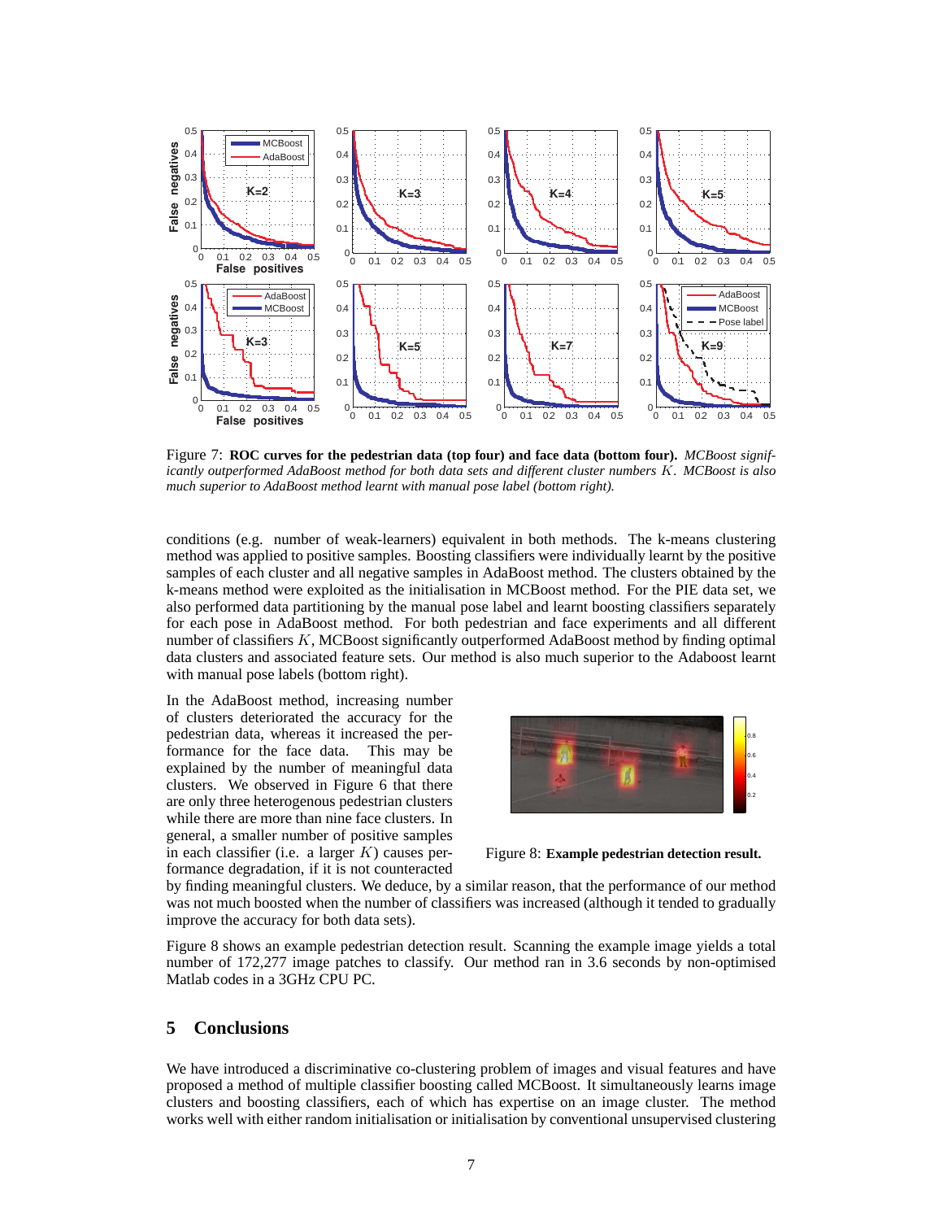Figure 7: **ROC curves for the pedestrian data (top four) and face data (bottom four).** *MCBoost significantly outperformed AdaBoost method for both data sets and different cluster numbers $K$. MCBoost is also much superior to AdaBoost method learnt with manual pose label (bottom right).*

conditions (e.g. number of weak-learners) equivalent in both methods. The k-means clustering method was applied to positive samples. Boosting classifiers were individually learnt by the positive samples of each cluster and all negative samples in AdaBoost method. The clusters obtained by the k-means method were exploited as the initialisation in MCBoost method. For the PIE data set, we also performed data partitioning by the manual pose label and learnt boosting classifiers separately for each pose in AdaBoost method. For both pedestrian and face experiments and all different number of classifiers $K$, MCBoost significantly outperformed AdaBoost method by finding optimal data clusters and associated feature sets. Our method is also much superior to the Adaboost learnt with manual pose labels (bottom right).

In the AdaBoost method, increasing number of clusters deteriorated the accuracy for the pedestrian data, whereas it increased the performance for the face data. This may be explained by the number of meaningful data clusters. We observed in Figure 6 that there are only three heterogenous pedestrian clusters while there are more than nine face clusters. In general, a smaller number of positive samples in each classifier (i.e. a larger $K$) causes performance degradation, if it is not counteracted by finding meaningful clusters. We deduce, by a similar reason, that the performance of our method was not much boosted when the number of classifiers was increased (although it tended to gradually improve the accuracy for both data sets).

Figure 8: **Example pedestrian detection result.**

Figure 8 shows an example pedestrian detection result. Scanning the example image yields a total number of 172,277 image patches to classify. Our method ran in 3.6 seconds by non-optimised Matlab codes in a 3GHz CPU PC.

## 5 Conclusions

We have introduced a discriminative co-clustering problem of images and visual features and have proposed a method of multiple classifier boosting called MCBoost. It simultaneously learns image clusters and boosting classifiers, each of which has expertise on an image cluster. The method works well with either random initialisation or initialisation by conventional unsupervised clustering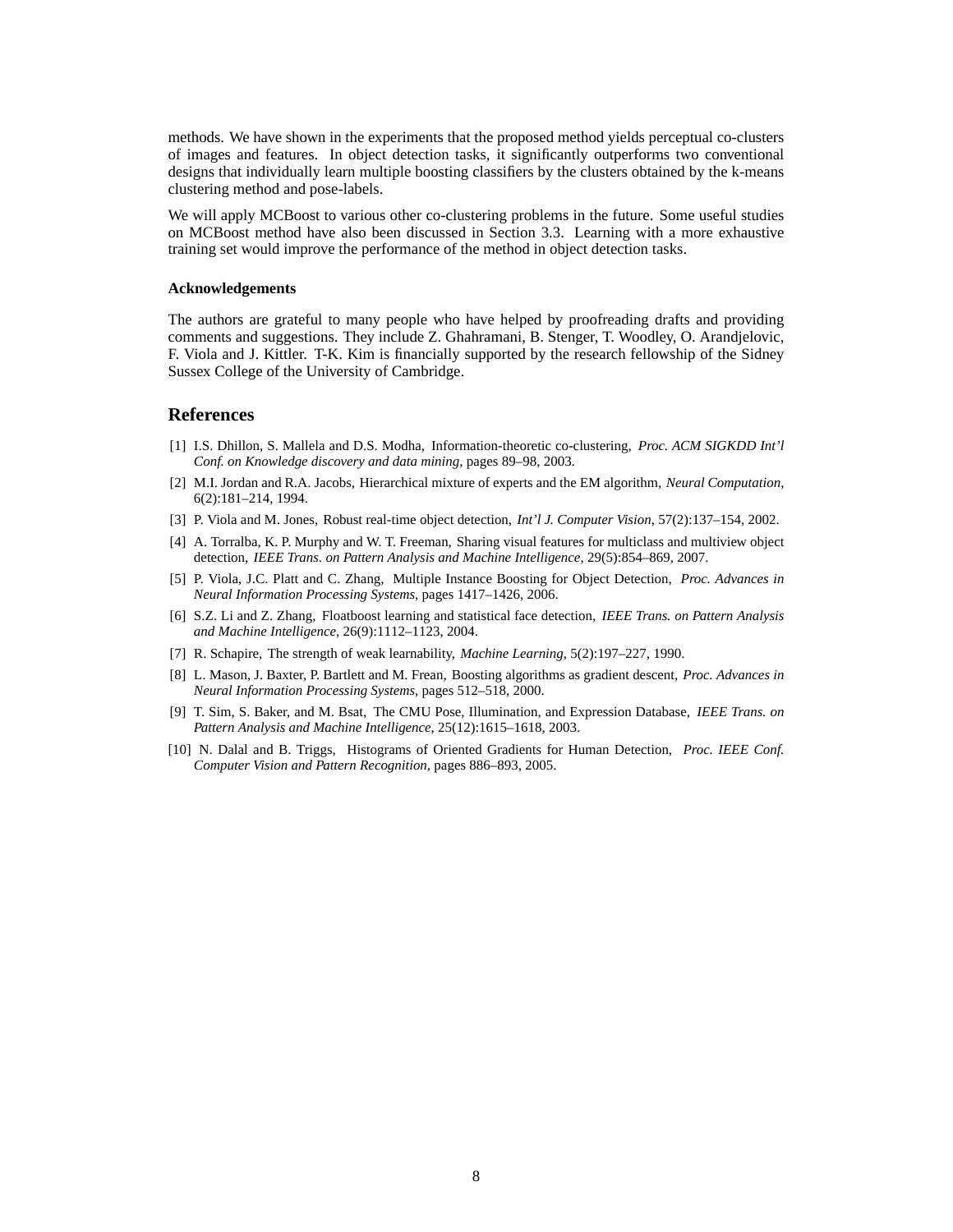methods. We have shown in the experiments that the proposed method yields perceptual co-clusters of images and features. In object detection tasks, it significantly outperforms two conventional designs that individually learn multiple boosting classifiers by the clusters obtained by the k-means clustering method and pose-labels.

We will apply MCBoost to various other co-clustering problems in the future. Some useful studies on MCBoost method have also been discussed in Section 3.3. Learning with a more exhaustive training set would improve the performance of the method in object detection tasks.

### Acknowledgements

The authors are grateful to many people who have helped by proofreading drafts and providing comments and suggestions. They include Z. Ghahramani, B. Stenger, T. Woodley, O. Arandjelovic, F. Viola and J. Kittler. T-K. Kim is financially supported by the research fellowship of the Sidney Sussex College of the University of Cambridge.

## References

[1] I.S. Dhillon, S. Mallela and D.S. Modha, Information-theoretic co-clustering, *Proc. ACM SIGKDD Int'l Conf. on Knowledge discovery and data mining*, pages 89–98, 2003.

[2] M.I. Jordan and R.A. Jacobs, Hierarchical mixture of experts and the EM algorithm, *Neural Computation*, 6(2):181–214, 1994.

[3] P. Viola and M. Jones, Robust real-time object detection, *Int'l J. Computer Vision*, 57(2):137–154, 2002.

[4] A. Torralba, K. P. Murphy and W. T. Freeman, Sharing visual features for multiclass and multiview object detection, *IEEE Trans. on Pattern Analysis and Machine Intelligence*, 29(5):854–869, 2007.

[5] P. Viola, J.C. Platt and C. Zhang, Multiple Instance Boosting for Object Detection, *Proc. Advances in Neural Information Processing Systems*, pages 1417–1426, 2006.

[6] S.Z. Li and Z. Zhang, Floatboost learning and statistical face detection, *IEEE Trans. on Pattern Analysis and Machine Intelligence*, 26(9):1112–1123, 2004.

[7] R. Schapire, The strength of weak learnability, *Machine Learning*, 5(2):197–227, 1990.

[8] L. Mason, J. Baxter, P. Bartlett and M. Frean, Boosting algorithms as gradient descent, *Proc. Advances in Neural Information Processing Systems*, pages 512–518, 2000.

[9] T. Sim, S. Baker, and M. Bsat, The CMU Pose, Illumination, and Expression Database, *IEEE Trans. on Pattern Analysis and Machine Intelligence*, 25(12):1615–1618, 2003.

[10] N. Dalal and B. Triggs, Histograms of Oriented Gradients for Human Detection, *Proc. IEEE Conf. Computer Vision and Pattern Recognition*, pages 886–893, 2005.